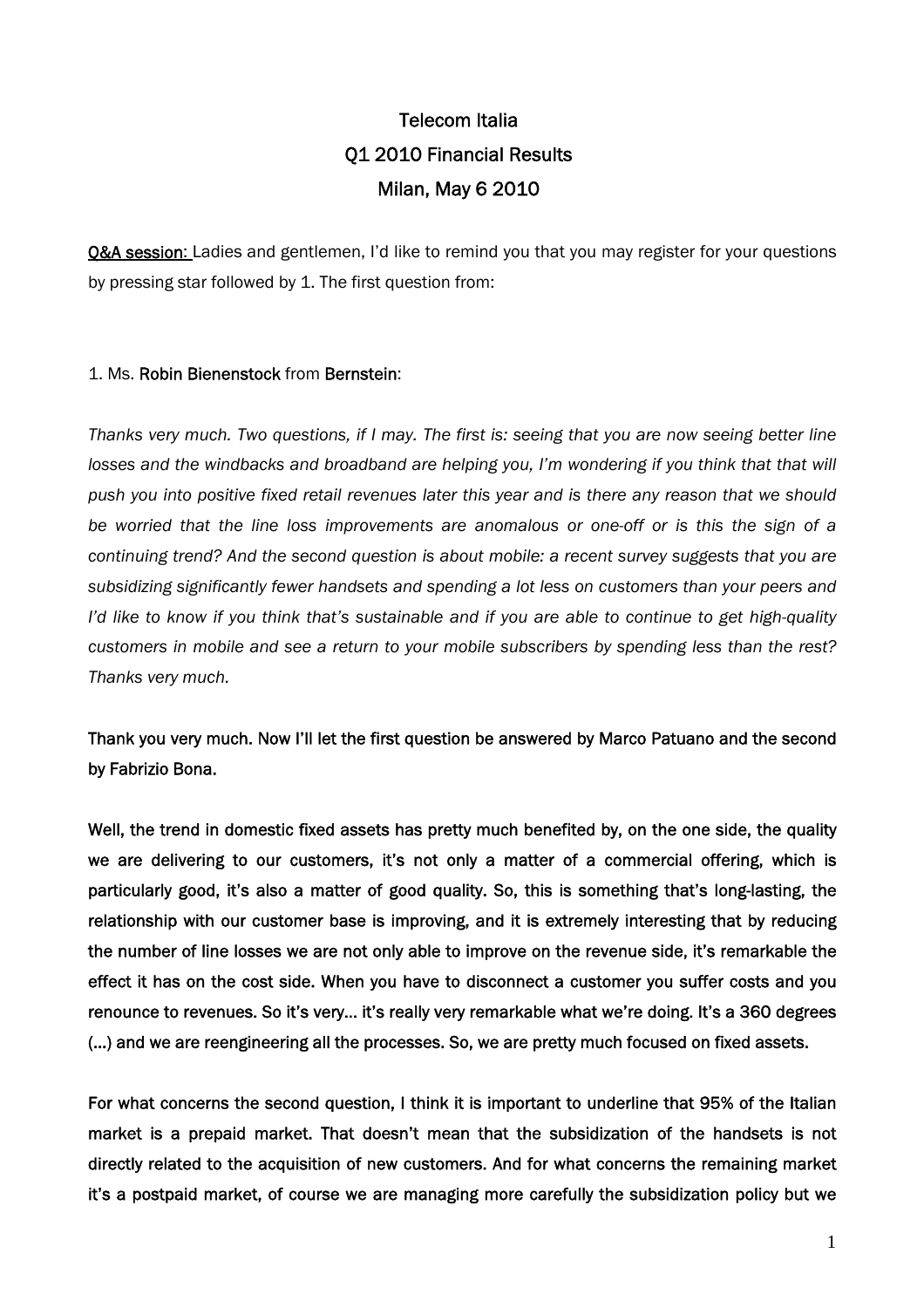# Telecom Italia

## Q1 2010 Financial Results

## Milan, May 6 2010

**Q&A session:** Ladies and gentlemen, I'd like to remind you that you may register for your questions by pressing star followed by 1. The first question from:

1. Ms. **Robin Bienenstock** from **Bernstein**:

*Thanks very much. Two questions, if I may. The first is: seeing that you are now seeing better line losses and the windbacks and broadband are helping you, I'm wondering if you think that that will push you into positive fixed retail revenues later this year and is there any reason that we should be worried that the line loss improvements are anomalous or one-off or is this the sign of a continuing trend? And the second question is about mobile: a recent survey suggests that you are subsidizing significantly fewer handsets and spending a lot less on customers than your peers and I'd like to know if you think that's sustainable and if you are able to continue to get high-quality customers in mobile and see a return to your mobile subscribers by spending less than the rest? Thanks very much.*

**Thank you very much. Now I'll let the first question be answered by Marco Patuano and the second by Fabrizio Bona.**

**Well, the trend in domestic fixed assets has pretty much benefited by, on the one side, the quality we are delivering to our customers, it's not only a matter of a commercial offering, which is particularly good, it's also a matter of good quality. So, this is something that's long-lasting, the relationship with our customer base is improving, and it is extremely interesting that by reducing the number of line losses we are not only able to improve on the revenue side, it's remarkable the effect it has on the cost side. When you have to disconnect a customer you suffer costs and you renounce to revenues. So it's very… it's really very remarkable what we're doing. It's a 360 degrees (…) and we are reengineering all the processes. So, we are pretty much focused on fixed assets.**

**For what concerns the second question, I think it is important to underline that 95% of the Italian market is a prepaid market. That doesn't mean that the subsidization of the handsets is not directly related to the acquisition of new customers. And for what concerns the remaining market it's a postpaid market, of course we are managing more carefully the subsidization policy but we**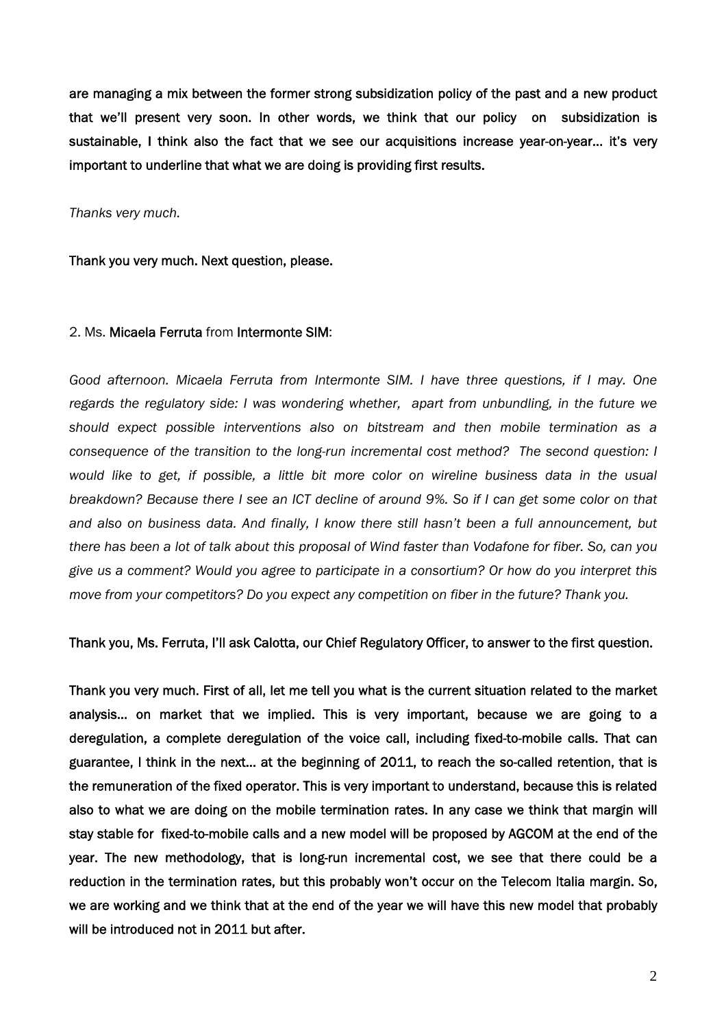**are managing a mix between the former strong subsidization policy of the past and a new product that we'll present very soon. In other words, we think that our policy on subsidization is sustainable, I think also the fact that we see our acquisitions increase year-on-year… it's very important to underline that what we are doing is providing first results.**

*Thanks very much.*

**Thank you very much. Next question, please.**

2. Ms. **Micaela Ferruta** from **Intermonte SIM**:

*Good afternoon. Micaela Ferruta from Intermonte SIM. I have three questions, if I may. One regards the regulatory side: I was wondering whether, apart from unbundling, in the future we should expect possible interventions also on bitstream and then mobile termination as a consequence of the transition to the long-run incremental cost method? The second question: I would like to get, if possible, a little bit more color on wireline business data in the usual breakdown? Because there I see an ICT decline of around 9%. So if I can get some color on that and also on business data. And finally, I know there still hasn't been a full announcement, but there has been a lot of talk about this proposal of Wind faster than Vodafone for fiber. So, can you give us a comment? Would you agree to participate in a consortium? Or how do you interpret this move from your competitors? Do you expect any competition on fiber in the future? Thank you.*

**Thank you, Ms. Ferruta, I'll ask Calotta, our Chief Regulatory Officer, to answer to the first question.**

**Thank you very much. First of all, let me tell you what is the current situation related to the market analysis… on market that we implied. This is very important, because we are going to a deregulation, a complete deregulation of the voice call, including fixed-to-mobile calls. That can guarantee, I think in the next… at the beginning of 2011, to reach the so-called retention, that is the remuneration of the fixed operator. This is very important to understand, because this is related also to what we are doing on the mobile termination rates. In any case we think that margin will stay stable for fixed-to-mobile calls and a new model will be proposed by AGCOM at the end of the year. The new methodology, that is long-run incremental cost, we see that there could be a reduction in the termination rates, but this probably won't occur on the Telecom Italia margin. So, we are working and we think that at the end of the year we will have this new model that probably will be introduced not in 2011 but after.**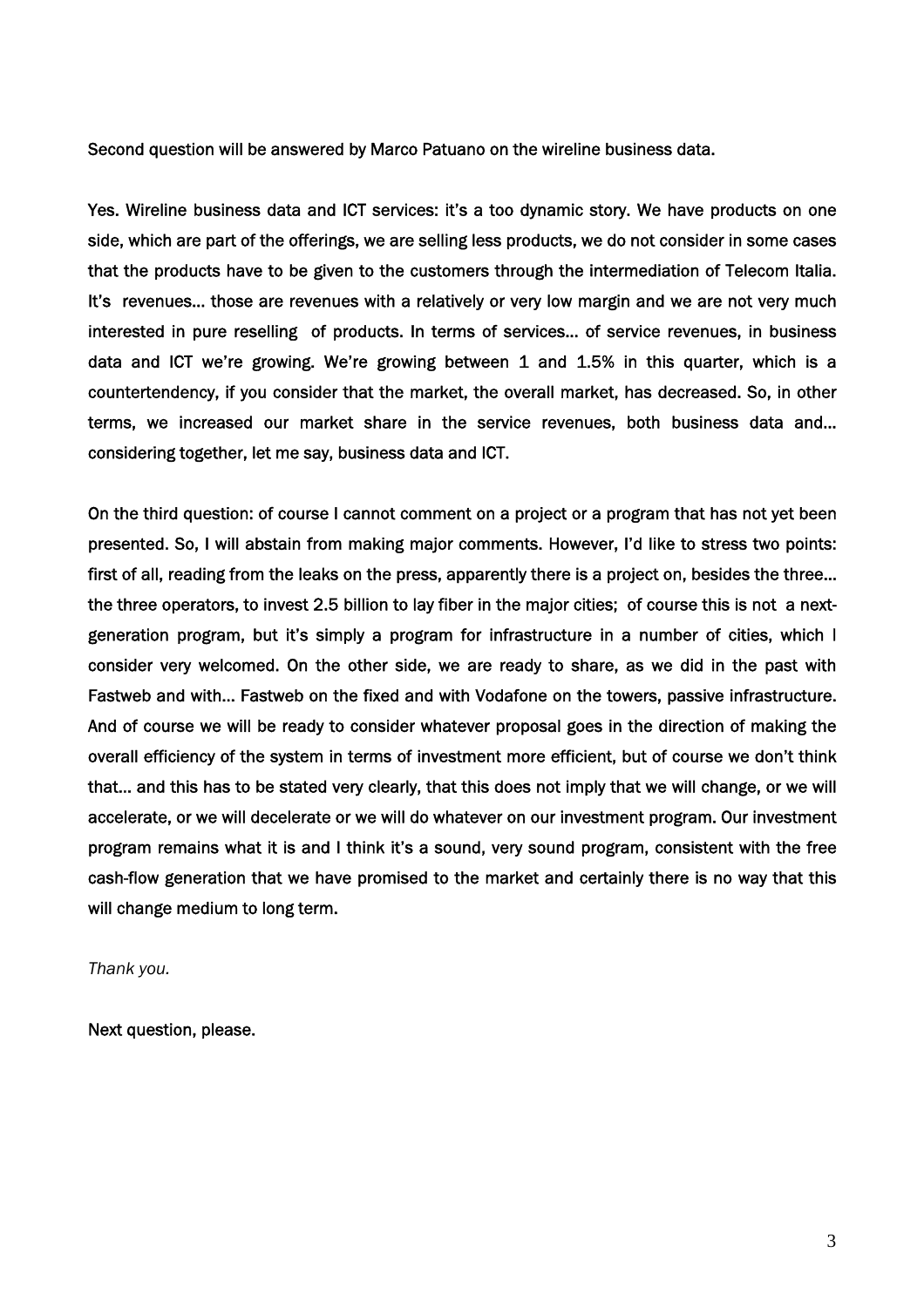Second question will be answered by Marco Patuano on the wireline business data.

Yes. Wireline business data and ICT services: it's a too dynamic story. We have products on one side, which are part of the offerings, we are selling less products, we do not consider in some cases that the products have to be given to the customers through the intermediation of Telecom Italia. It's revenues… those are revenues with a relatively or very low margin and we are not very much interested in pure reselling of products. In terms of services… of service revenues, in business data and ICT we're growing. We're growing between 1 and 1.5% in this quarter, which is a countertendency, if you consider that the market, the overall market, has decreased. So, in other terms, we increased our market share in the service revenues, both business data and… considering together, let me say, business data and ICT.

On the third question: of course I cannot comment on a project or a program that has not yet been presented. So, I will abstain from making major comments. However, I'd like to stress two points: first of all, reading from the leaks on the press, apparently there is a project on, besides the three… the three operators, to invest 2.5 billion to lay fiber in the major cities; of course this is not a next-generation program, but it's simply a program for infrastructure in a number of cities, which I consider very welcomed. On the other side, we are ready to share, as we did in the past with Fastweb and with… Fastweb on the fixed and with Vodafone on the towers, passive infrastructure. And of course we will be ready to consider whatever proposal goes in the direction of making the overall efficiency of the system in terms of investment more efficient, but of course we don't think that… and this has to be stated very clearly, that this does not imply that we will change, or we will accelerate, or we will decelerate or we will do whatever on our investment program. Our investment program remains what it is and I think it's a sound, very sound program, consistent with the free cash-flow generation that we have promised to the market and certainly there is no way that this will change medium to long term.

*Thank you.*

Next question, please.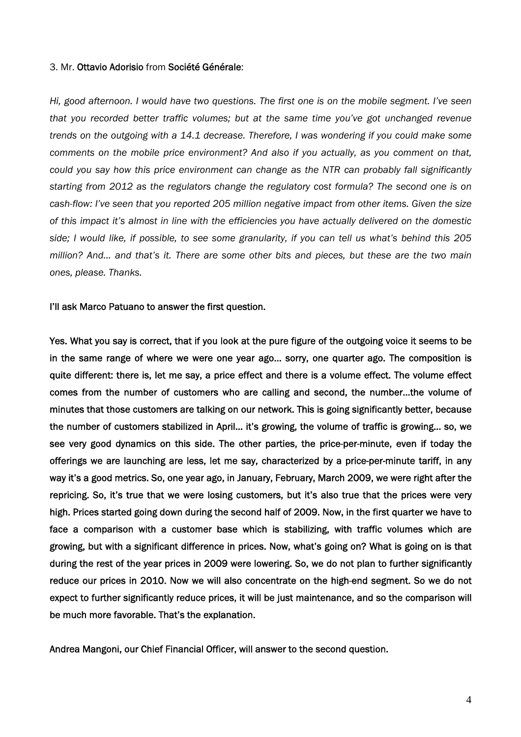3. Mr. **Ottavio Adorisio** from **Société Générale**:

*Hi, good afternoon. I would have two questions. The first one is on the mobile segment. I've seen that you recorded better traffic volumes; but at the same time you've got unchanged revenue trends on the outgoing with a 14.1 decrease. Therefore, I was wondering if you could make some comments on the mobile price environment? And also if you actually, as you comment on that, could you say how this price environment can change as the NTR can probably fall significantly starting from 2012 as the regulators change the regulatory cost formula? The second one is on cash-flow: I've seen that you reported 205 million negative impact from other items. Given the size of this impact it's almost in line with the efficiencies you have actually delivered on the domestic side; I would like, if possible, to see some granularity, if you can tell us what's behind this 205 million? And… and that's it. There are some other bits and pieces, but these are the two main ones, please. Thanks.*

**I'll ask Marco Patuano to answer the first question.**

**Yes. What you say is correct, that if you look at the pure figure of the outgoing voice it seems to be in the same range of where we were one year ago… sorry, one quarter ago. The composition is quite different: there is, let me say, a price effect and there is a volume effect. The volume effect comes from the number of customers who are calling and second, the number…the volume of minutes that those customers are talking on our network. This is going significantly better, because the number of customers stabilized in April… it's growing, the volume of traffic is growing… so, we see very good dynamics on this side. The other parties, the price-per-minute, even if today the offerings we are launching are less, let me say, characterized by a price-per-minute tariff, in any way it's a good metrics. So, one year ago, in January, February, March 2009, we were right after the repricing. So, it's true that we were losing customers, but it's also true that the prices were very high. Prices started going down during the second half of 2009. Now, in the first quarter we have to face a comparison with a customer base which is stabilizing, with traffic volumes which are growing, but with a significant difference in prices. Now, what's going on? What is going on is that during the rest of the year prices in 2009 were lowering. So, we do not plan to further significantly reduce our prices in 2010. Now we will also concentrate on the high-end segment. So we do not expect to further significantly reduce prices, it will be just maintenance, and so the comparison will be much more favorable. That's the explanation.**

**Andrea Mangoni, our Chief Financial Officer, will answer to the second question.**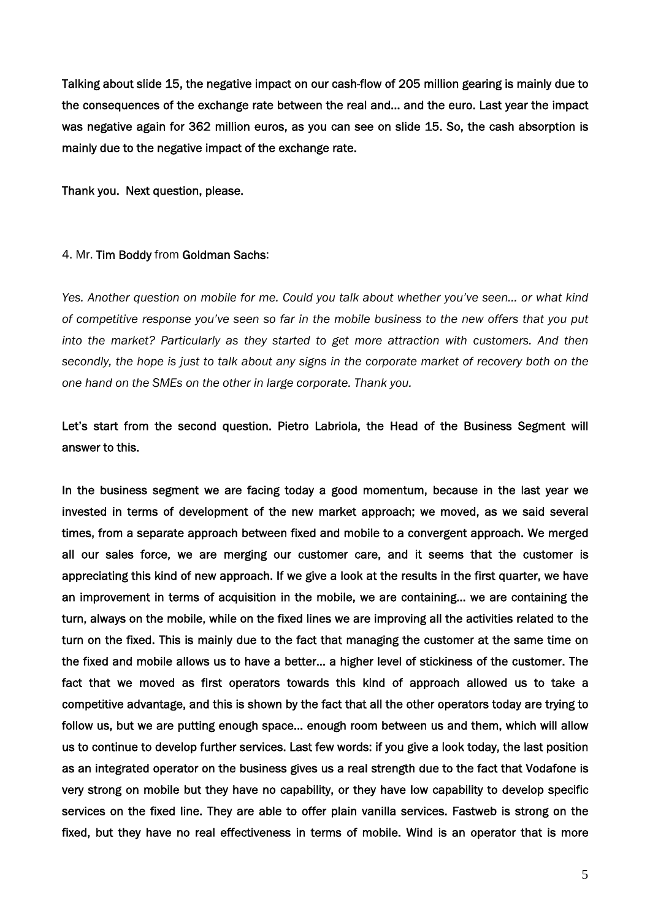**Talking about slide 15, the negative impact on our cash-flow of 205 million gearing is mainly due to the consequences of the exchange rate between the real and… and the euro. Last year the impact was negative again for 362 million euros, as you can see on slide 15. So, the cash absorption is mainly due to the negative impact of the exchange rate.**

**Thank you. Next question, please.**

4. Mr. **Tim Boddy** from **Goldman Sachs**:

*Yes. Another question on mobile for me. Could you talk about whether you've seen… or what kind of competitive response you've seen so far in the mobile business to the new offers that you put into the market? Particularly as they started to get more attraction with customers. And then secondly, the hope is just to talk about any signs in the corporate market of recovery both on the one hand on the SMEs on the other in large corporate. Thank you.*

**Let's start from the second question. Pietro Labriola, the Head of the Business Segment will answer to this.**

**In the business segment we are facing today a good momentum, because in the last year we invested in terms of development of the new market approach; we moved, as we said several times, from a separate approach between fixed and mobile to a convergent approach. We merged all our sales force, we are merging our customer care, and it seems that the customer is appreciating this kind of new approach. If we give a look at the results in the first quarter, we have an improvement in terms of acquisition in the mobile, we are containing… we are containing the turn, always on the mobile, while on the fixed lines we are improving all the activities related to the turn on the fixed. This is mainly due to the fact that managing the customer at the same time on the fixed and mobile allows us to have a better… a higher level of stickiness of the customer. The fact that we moved as first operators towards this kind of approach allowed us to take a competitive advantage, and this is shown by the fact that all the other operators today are trying to follow us, but we are putting enough space… enough room between us and them, which will allow us to continue to develop further services. Last few words: if you give a look today, the last position as an integrated operator on the business gives us a real strength due to the fact that Vodafone is very strong on mobile but they have no capability, or they have low capability to develop specific services on the fixed line. They are able to offer plain vanilla services. Fastweb is strong on the fixed, but they have no real effectiveness in terms of mobile. Wind is an operator that is more**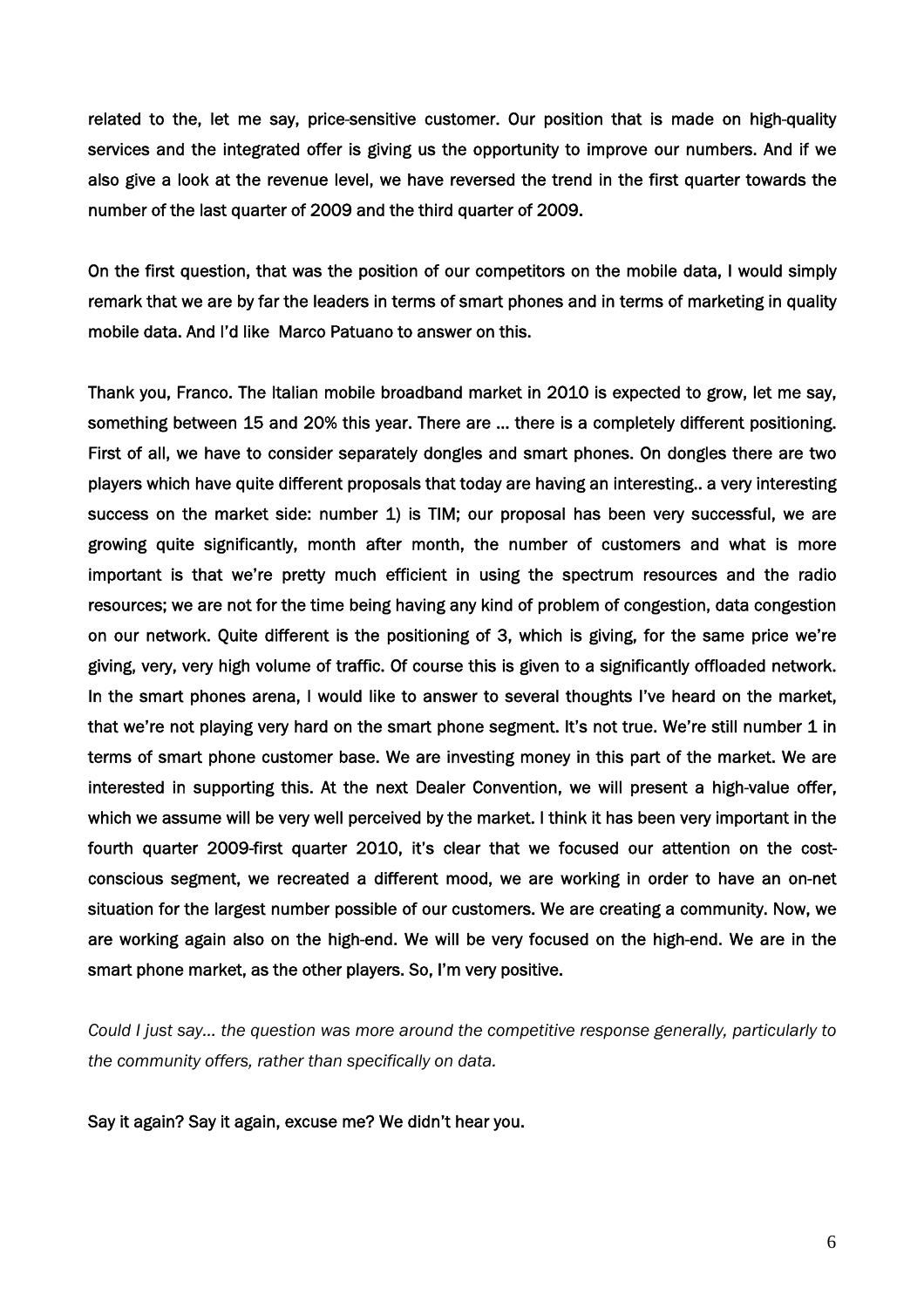**related to the, let me say, price-sensitive customer. Our position that is made on high-quality services and the integrated offer is giving us the opportunity to improve our numbers. And if we also give a look at the revenue level, we have reversed the trend in the first quarter towards the number of the last quarter of 2009 and the third quarter of 2009.**

**On the first question, that was the position of our competitors on the mobile data, I would simply remark that we are by far the leaders in terms of smart phones and in terms of marketing in quality mobile data. And I'd like Marco Patuano to answer on this.**

**Thank you, Franco. The Italian mobile broadband market in 2010 is expected to grow, let me say, something between 15 and 20% this year. There are … there is a completely different positioning. First of all, we have to consider separately dongles and smart phones. On dongles there are two players which have quite different proposals that today are having an interesting.. a very interesting success on the market side: number 1) is TIM; our proposal has been very successful, we are growing quite significantly, month after month, the number of customers and what is more important is that we're pretty much efficient in using the spectrum resources and the radio resources; we are not for the time being having any kind of problem of congestion, data congestion on our network. Quite different is the positioning of 3, which is giving, for the same price we're giving, very, very high volume of traffic. Of course this is given to a significantly offloaded network. In the smart phones arena, I would like to answer to several thoughts I've heard on the market, that we're not playing very hard on the smart phone segment. It's not true. We're still number 1 in terms of smart phone customer base. We are investing money in this part of the market. We are interested in supporting this. At the next Dealer Convention, we will present a high-value offer, which we assume will be very well perceived by the market. I think it has been very important in the fourth quarter 2009-first quarter 2010, it's clear that we focused our attention on the cost-conscious segment, we recreated a different mood, we are working in order to have an on-net situation for the largest number possible of our customers. We are creating a community. Now, we are working again also on the high-end. We will be very focused on the high-end. We are in the smart phone market, as the other players. So, I'm very positive.**

*Could I just say… the question was more around the competitive response generally, particularly to the community offers, rather than specifically on data.*

**Say it again? Say it again, excuse me? We didn't hear you.**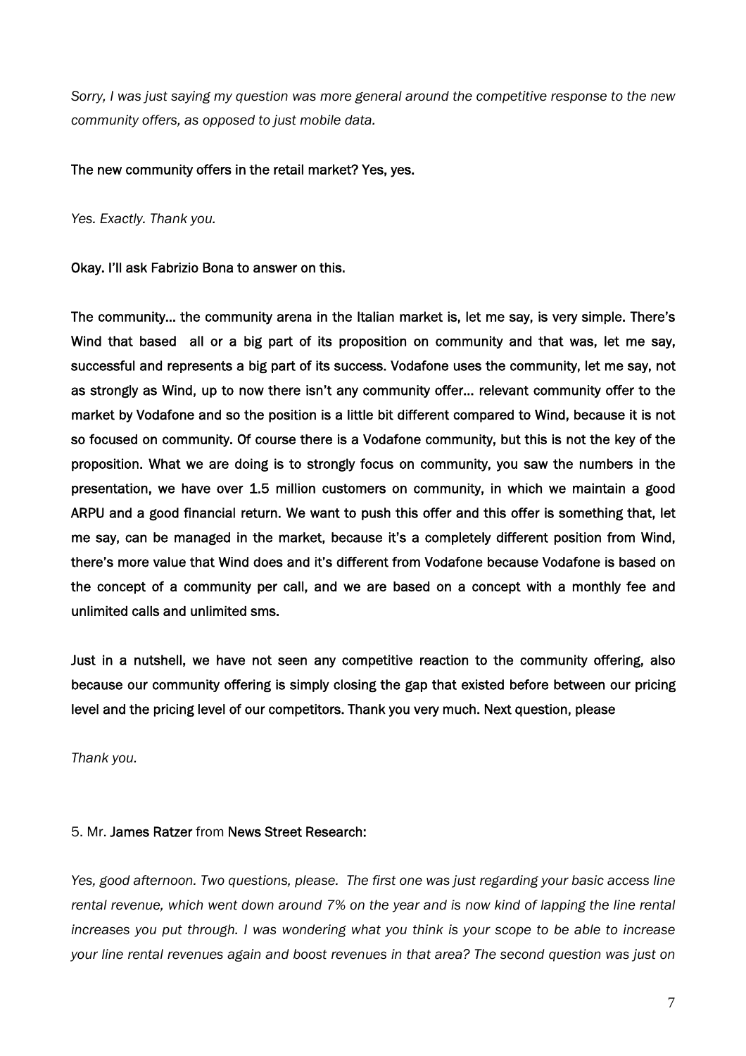*Sorry, I was just saying my question was more general around the competitive response to the new community offers, as opposed to just mobile data.*

The new community offers in the retail market? Yes, yes.

*Yes. Exactly. Thank you.*

Okay. I'll ask Fabrizio Bona to answer on this.

The community… the community arena in the Italian market is, let me say, is very simple. There's Wind that based  all or a big part of its proposition on community and that was, let me say, successful and represents a big part of its success. Vodafone uses the community, let me say, not as strongly as Wind, up to now there isn't any community offer… relevant community offer to the market by Vodafone and so the position is a little bit different compared to Wind, because it is not so focused on community. Of course there is a Vodafone community, but this is not the key of the proposition. What we are doing is to strongly focus on community, you saw the numbers in the presentation, we have over 1.5 million customers on community, in which we maintain a good ARPU and a good financial return. We want to push this offer and this offer is something that, let me say, can be managed in the market, because it's a completely different position from Wind, there's more value that Wind does and it's different from Vodafone because Vodafone is based on the concept of a community per call, and we are based on a concept with a monthly fee and unlimited calls and unlimited sms.

Just in a nutshell, we have not seen any competitive reaction to the community offering, also because our community offering is simply closing the gap that existed before between our pricing level and the pricing level of our competitors. Thank you very much. Next question, please

*Thank you.*

5. Mr. James Ratzer from News Street Research:

*Yes, good afternoon. Two questions, please.  The first one was just regarding your basic access line rental revenue, which went down around 7% on the year and is now kind of lapping the line rental increases you put through. I was wondering what you think is your scope to be able to increase your line rental revenues again and boost revenues in that area? The second question was just on*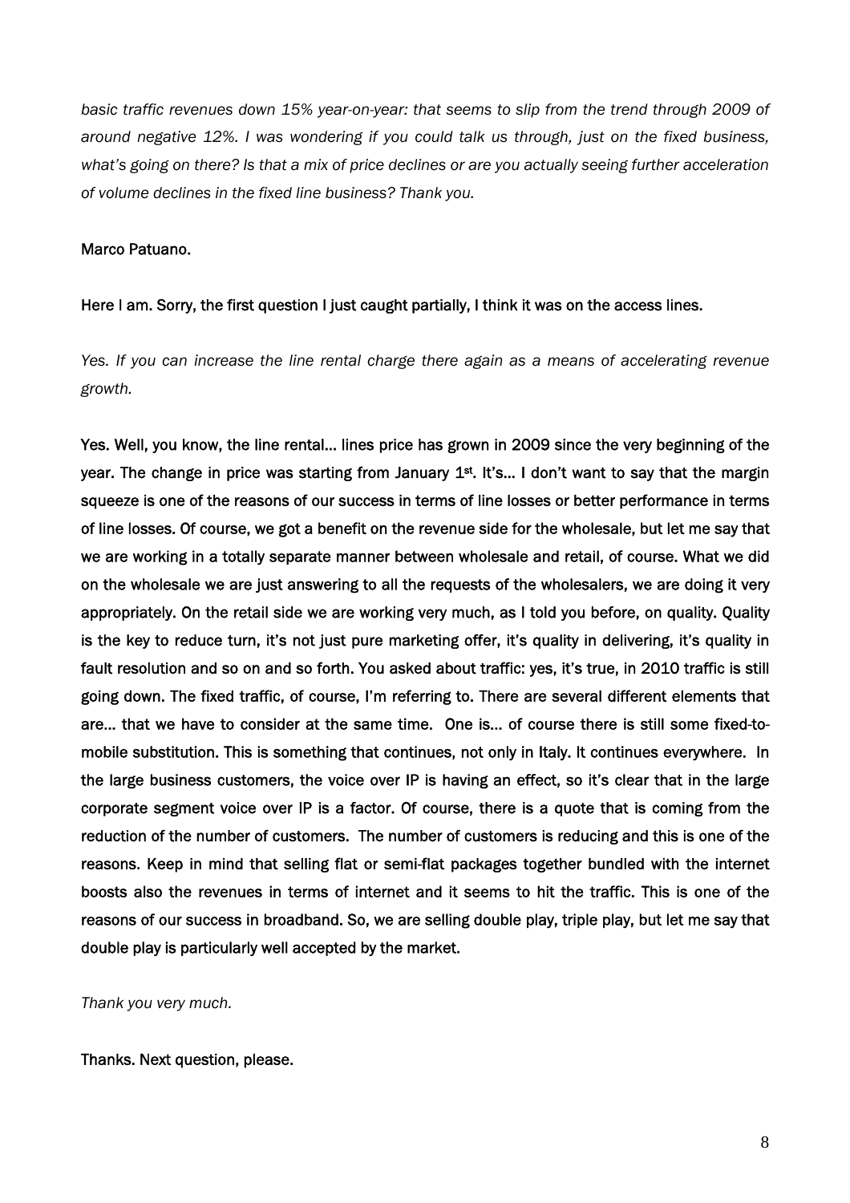*basic traffic revenues down 15% year-on-year: that seems to slip from the trend through 2009 of around negative 12%. I was wondering if you could talk us through, just on the fixed business, what's going on there? Is that a mix of price declines or are you actually seeing further acceleration of volume declines in the fixed line business? Thank you.*

**Marco Patuano.**

**Here I am. Sorry, the first question I just caught partially, I think it was on the access lines.**

*Yes. If you can increase the line rental charge there again as a means of accelerating revenue growth.*

**Yes. Well, you know, the line rental… lines price has grown in 2009 since the very beginning of the year. The change in price was starting from January 1st. It's… I don't want to say that the margin squeeze is one of the reasons of our success in terms of line losses or better performance in terms of line losses. Of course, we got a benefit on the revenue side for the wholesale, but let me say that we are working in a totally separate manner between wholesale and retail, of course. What we did on the wholesale we are just answering to all the requests of the wholesalers, we are doing it very appropriately. On the retail side we are working very much, as I told you before, on quality. Quality is the key to reduce turn, it's not just pure marketing offer, it's quality in delivering, it's quality in fault resolution and so on and so forth. You asked about traffic: yes, it's true, in 2010 traffic is still going down. The fixed traffic, of course, I'm referring to. There are several different elements that are… that we have to consider at the same time. One is… of course there is still some fixed-to-mobile substitution. This is something that continues, not only in Italy. It continues everywhere. In the large business customers, the voice over IP is having an effect, so it's clear that in the large corporate segment voice over IP is a factor. Of course, there is a quote that is coming from the reduction of the number of customers. The number of customers is reducing and this is one of the reasons. Keep in mind that selling flat or semi-flat packages together bundled with the internet boosts also the revenues in terms of internet and it seems to hit the traffic. This is one of the reasons of our success in broadband. So, we are selling double play, triple play, but let me say that double play is particularly well accepted by the market.**

*Thank you very much.*

**Thanks. Next question, please.**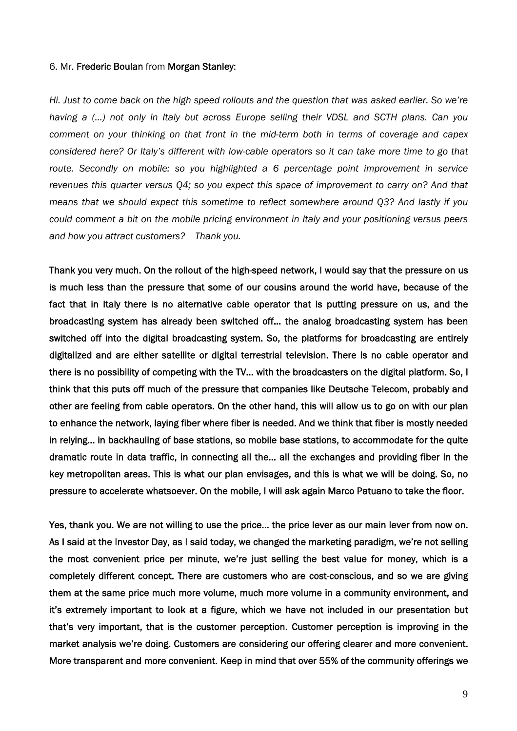6. Mr. **Frederic Boulan** from **Morgan Stanley**:

*Hi. Just to come back on the high speed rollouts and the question that was asked earlier. So we're having a (…) not only in Italy but across Europe selling their VDSL and SCTH plans. Can you comment on your thinking on that front in the mid-term both in terms of coverage and capex considered here? Or Italy's different with low-cable operators so it can take more time to go that route. Secondly on mobile: so you highlighted a 6 percentage point improvement in service revenues this quarter versus Q4; so you expect this space of improvement to carry on? And that means that we should expect this sometime to reflect somewhere around Q3? And lastly if you could comment a bit on the mobile pricing environment in Italy and your positioning versus peers and how you attract customers? Thank you.*

**Thank you very much. On the rollout of the high-speed network, I would say that the pressure on us is much less than the pressure that some of our cousins around the world have, because of the fact that in Italy there is no alternative cable operator that is putting pressure on us, and the broadcasting system has already been switched off… the analog broadcasting system has been switched off into the digital broadcasting system. So, the platforms for broadcasting are entirely digitalized and are either satellite or digital terrestrial television. There is no cable operator and there is no possibility of competing with the TV… with the broadcasters on the digital platform. So, I think that this puts off much of the pressure that companies like Deutsche Telecom, probably and other are feeling from cable operators. On the other hand, this will allow us to go on with our plan to enhance the network, laying fiber where fiber is needed. And we think that fiber is mostly needed in relying… in backhauling of base stations, so mobile base stations, to accommodate for the quite dramatic route in data traffic, in connecting all the… all the exchanges and providing fiber in the key metropolitan areas. This is what our plan envisages, and this is what we will be doing. So, no pressure to accelerate whatsoever. On the mobile, I will ask again Marco Patuano to take the floor.**

**Yes, thank you. We are not willing to use the price… the price lever as our main lever from now on. As I said at the Investor Day, as I said today, we changed the marketing paradigm, we're not selling the most convenient price per minute, we're just selling the best value for money, which is a completely different concept. There are customers who are cost-conscious, and so we are giving them at the same price much more volume, much more volume in a community environment, and it's extremely important to look at a figure, which we have not included in our presentation but that's very important, that is the customer perception. Customer perception is improving in the market analysis we're doing. Customers are considering our offering clearer and more convenient. More transparent and more convenient. Keep in mind that over 55% of the community offerings we**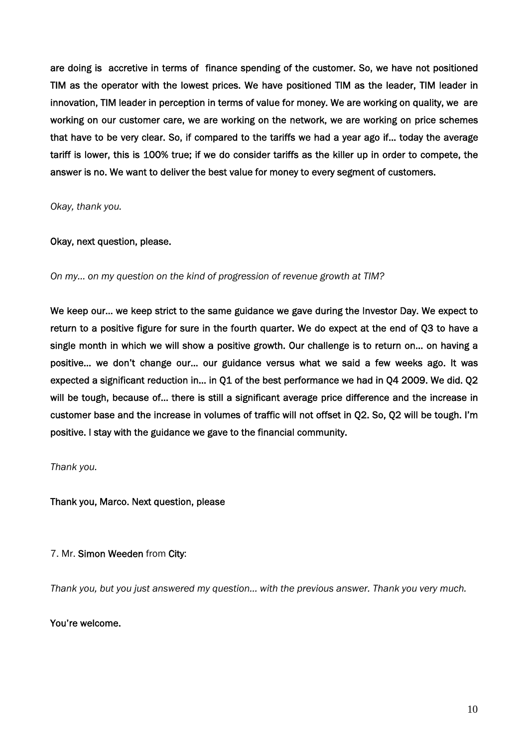**are doing is accretive in terms of finance spending of the customer. So, we have not positioned TIM as the operator with the lowest prices. We have positioned TIM as the leader, TIM leader in innovation, TIM leader in perception in terms of value for money. We are working on quality, we are working on our customer care, we are working on the network, we are working on price schemes that have to be very clear. So, if compared to the tariffs we had a year ago if… today the average tariff is lower, this is 100% true; if we do consider tariffs as the killer up in order to compete, the answer is no. We want to deliver the best value for money to every segment of customers.**

*Okay, thank you.*

**Okay, next question, please.**

*On my… on my question on the kind of progression of revenue growth at TIM?*

**We keep our… we keep strict to the same guidance we gave during the Investor Day. We expect to return to a positive figure for sure in the fourth quarter. We do expect at the end of Q3 to have a single month in which we will show a positive growth. Our challenge is to return on… on having a positive… we don't change our… our guidance versus what we said a few weeks ago. It was expected a significant reduction in… in Q1 of the best performance we had in Q4 2009. We did. Q2 will be tough, because of… there is still a significant average price difference and the increase in customer base and the increase in volumes of traffic will not offset in Q2. So, Q2 will be tough. I'm positive. I stay with the guidance we gave to the financial community.**

*Thank you.*

**Thank you, Marco. Next question, please**

7. Mr. **Simon Weeden** from **City**:

*Thank you, but you just answered my question… with the previous answer. Thank you very much.*

**You're welcome.**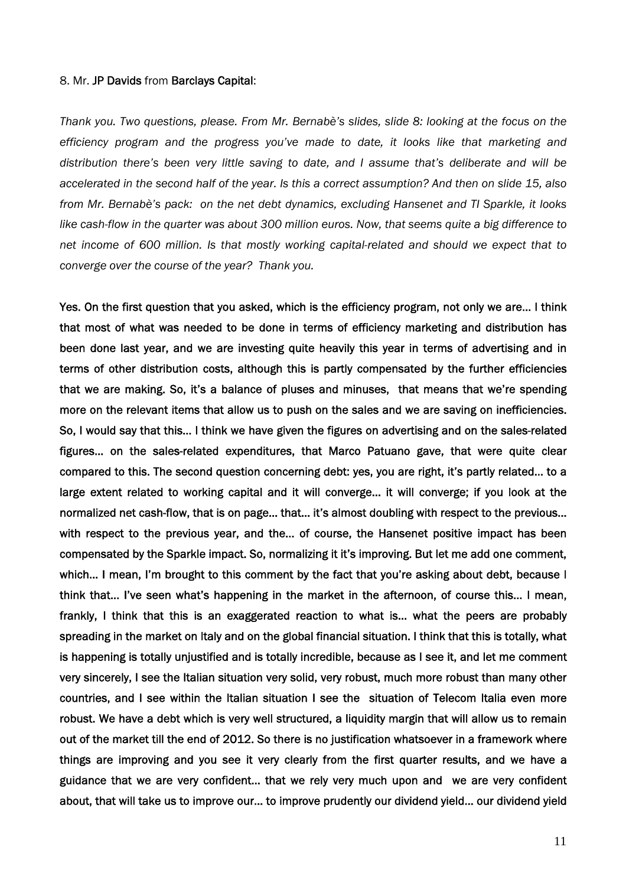8. Mr. **JP Davids** from **Barclays Capital**:

*Thank you. Two questions, please. From Mr. Bernabè's slides, slide 8: looking at the focus on the efficiency program and the progress you've made to date, it looks like that marketing and distribution there's been very little saving to date, and I assume that's deliberate and will be accelerated in the second half of the year. Is this a correct assumption? And then on slide 15, also from Mr. Bernabè's pack: on the net debt dynamics, excluding Hansenet and TI Sparkle, it looks like cash-flow in the quarter was about 300 million euros. Now, that seems quite a big difference to net income of 600 million. Is that mostly working capital-related and should we expect that to converge over the course of the year? Thank you.*

**Yes. On the first question that you asked, which is the efficiency program, not only we are… I think that most of what was needed to be done in terms of efficiency marketing and distribution has been done last year, and we are investing quite heavily this year in terms of advertising and in terms of other distribution costs, although this is partly compensated by the further efficiencies that we are making. So, it's a balance of pluses and minuses, that means that we're spending more on the relevant items that allow us to push on the sales and we are saving on inefficiencies. So, I would say that this… I think we have given the figures on advertising and on the sales-related figures… on the sales-related expenditures, that Marco Patuano gave, that were quite clear compared to this. The second question concerning debt: yes, you are right, it's partly related… to a large extent related to working capital and it will converge… it will converge; if you look at the normalized net cash-flow, that is on page… that… it's almost doubling with respect to the previous… with respect to the previous year, and the… of course, the Hansenet positive impact has been compensated by the Sparkle impact. So, normalizing it it's improving. But let me add one comment, which… I mean, I'm brought to this comment by the fact that you're asking about debt, because I think that… I've seen what's happening in the market in the afternoon, of course this… I mean, frankly, I think that this is an exaggerated reaction to what is… what the peers are probably spreading in the market on Italy and on the global financial situation. I think that this is totally, what is happening is totally unjustified and is totally incredible, because as I see it, and let me comment very sincerely, I see the Italian situation very solid, very robust, much more robust than many other countries, and I see within the Italian situation I see the situation of Telecom Italia even more robust. We have a debt which is very well structured, a liquidity margin that will allow us to remain out of the market till the end of 2012. So there is no justification whatsoever in a framework where things are improving and you see it very clearly from the first quarter results, and we have a guidance that we are very confident… that we rely very much upon and we are very confident about, that will take us to improve our… to improve prudently our dividend yield… our dividend yield**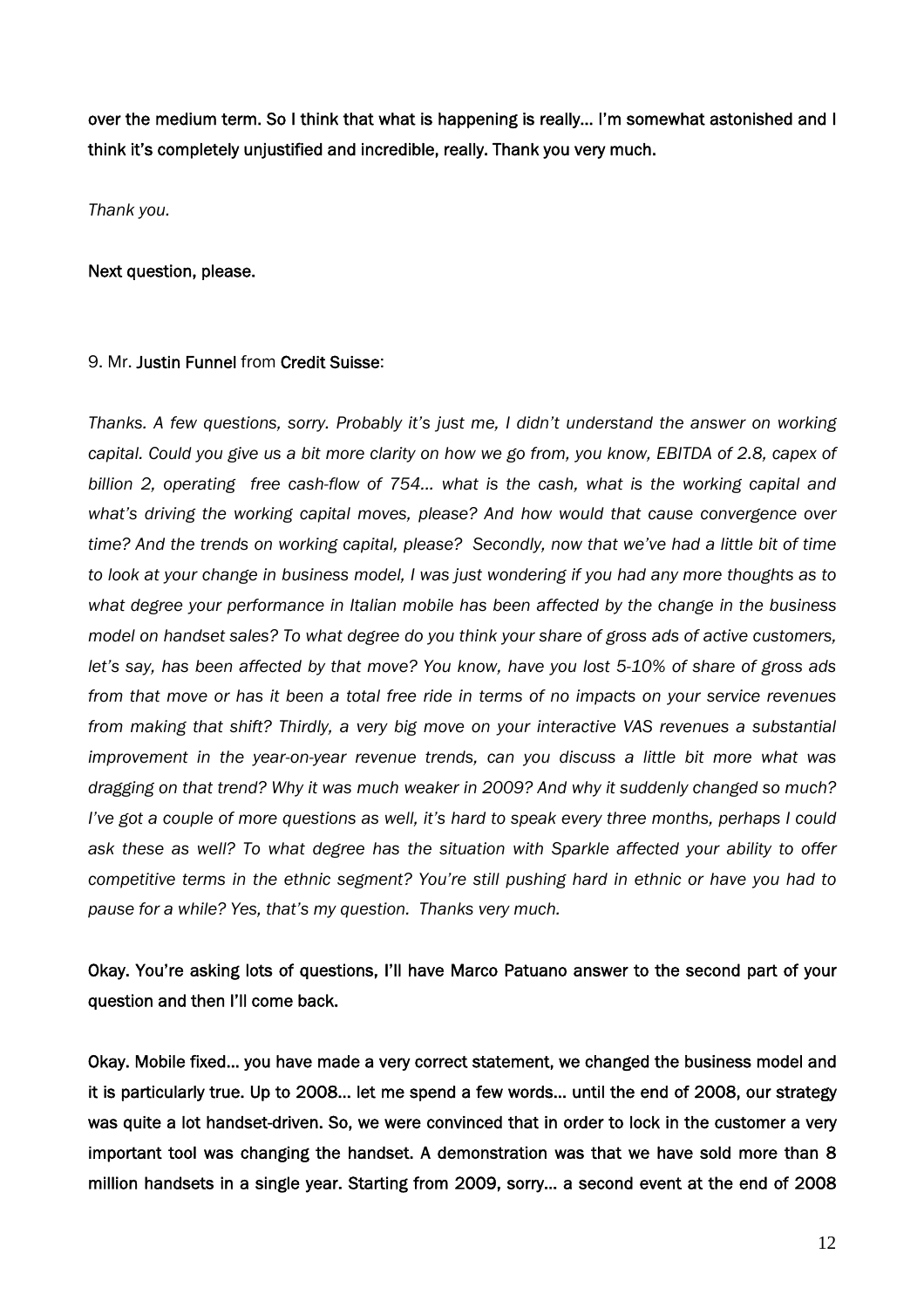**over the medium term. So I think that what is happening is really… I'm somewhat astonished and I think it's completely unjustified and incredible, really. Thank you very much.**

*Thank you.*

**Next question, please.**

9. Mr. **Justin Funnel** from **Credit Suisse**:

*Thanks. A few questions, sorry. Probably it's just me, I didn't understand the answer on working capital. Could you give us a bit more clarity on how we go from, you know, EBITDA of 2.8, capex of billion 2, operating free cash-flow of 754… what is the cash, what is the working capital and what's driving the working capital moves, please? And how would that cause convergence over time? And the trends on working capital, please? Secondly, now that we've had a little bit of time to look at your change in business model, I was just wondering if you had any more thoughts as to what degree your performance in Italian mobile has been affected by the change in the business model on handset sales? To what degree do you think your share of gross ads of active customers, let's say, has been affected by that move? You know, have you lost 5-10% of share of gross ads from that move or has it been a total free ride in terms of no impacts on your service revenues from making that shift? Thirdly, a very big move on your interactive VAS revenues a substantial improvement in the year-on-year revenue trends, can you discuss a little bit more what was dragging on that trend? Why it was much weaker in 2009? And why it suddenly changed so much? I've got a couple of more questions as well, it's hard to speak every three months, perhaps I could ask these as well? To what degree has the situation with Sparkle affected your ability to offer competitive terms in the ethnic segment? You're still pushing hard in ethnic or have you had to pause for a while? Yes, that's my question. Thanks very much.*

**Okay. You're asking lots of questions, I'll have Marco Patuano answer to the second part of your question and then I'll come back.**

**Okay. Mobile fixed… you have made a very correct statement, we changed the business model and it is particularly true. Up to 2008… let me spend a few words… until the end of 2008, our strategy was quite a lot handset-driven. So, we were convinced that in order to lock in the customer a very important tool was changing the handset. A demonstration was that we have sold more than 8 million handsets in a single year. Starting from 2009, sorry… a second event at the end of 2008**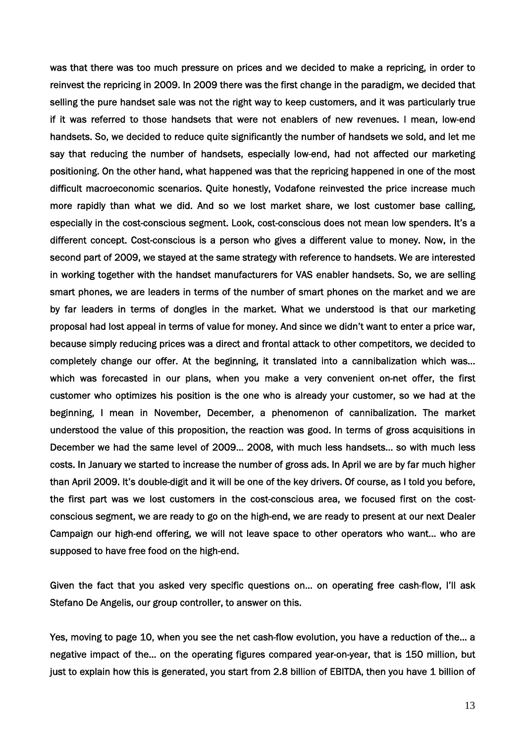was that there was too much pressure on prices and we decided to make a repricing, in order to reinvest the repricing in 2009. In 2009 there was the first change in the paradigm, we decided that selling the pure handset sale was not the right way to keep customers, and it was particularly true if it was referred to those handsets that were not enablers of new revenues. I mean, low-end handsets. So, we decided to reduce quite significantly the number of handsets we sold, and let me say that reducing the number of handsets, especially low-end, had not affected our marketing positioning. On the other hand, what happened was that the repricing happened in one of the most difficult macroeconomic scenarios. Quite honestly, Vodafone reinvested the price increase much more rapidly than what we did. And so we lost market share, we lost customer base calling, especially in the cost-conscious segment. Look, cost-conscious does not mean low spenders. It's a different concept. Cost-conscious is a person who gives a different value to money. Now, in the second part of 2009, we stayed at the same strategy with reference to handsets. We are interested in working together with the handset manufacturers for VAS enabler handsets. So, we are selling smart phones, we are leaders in terms of the number of smart phones on the market and we are by far leaders in terms of dongles in the market. What we understood is that our marketing proposal had lost appeal in terms of value for money. And since we didn't want to enter a price war, because simply reducing prices was a direct and frontal attack to other competitors, we decided to completely change our offer. At the beginning, it translated into a cannibalization which was… which was forecasted in our plans, when you make a very convenient on-net offer, the first customer who optimizes his position is the one who is already your customer, so we had at the beginning, I mean in November, December, a phenomenon of cannibalization. The market understood the value of this proposition, the reaction was good. In terms of gross acquisitions in December we had the same level of 2009… 2008, with much less handsets… so with much less costs. In January we started to increase the number of gross ads. In April we are by far much higher than April 2009. It's double-digit and it will be one of the key drivers. Of course, as I told you before, the first part was we lost customers in the cost-conscious area, we focused first on the cost-conscious segment, we are ready to go on the high-end, we are ready to present at our next Dealer Campaign our high-end offering, we will not leave space to other operators who want… who are supposed to have free food on the high-end.

Given the fact that you asked very specific questions on… on operating free cash-flow, I'll ask Stefano De Angelis, our group controller, to answer on this.

Yes, moving to page 10, when you see the net cash-flow evolution, you have a reduction of the… a negative impact of the… on the operating figures compared year-on-year, that is 150 million, but just to explain how this is generated, you start from 2.8 billion of EBITDA, then you have 1 billion of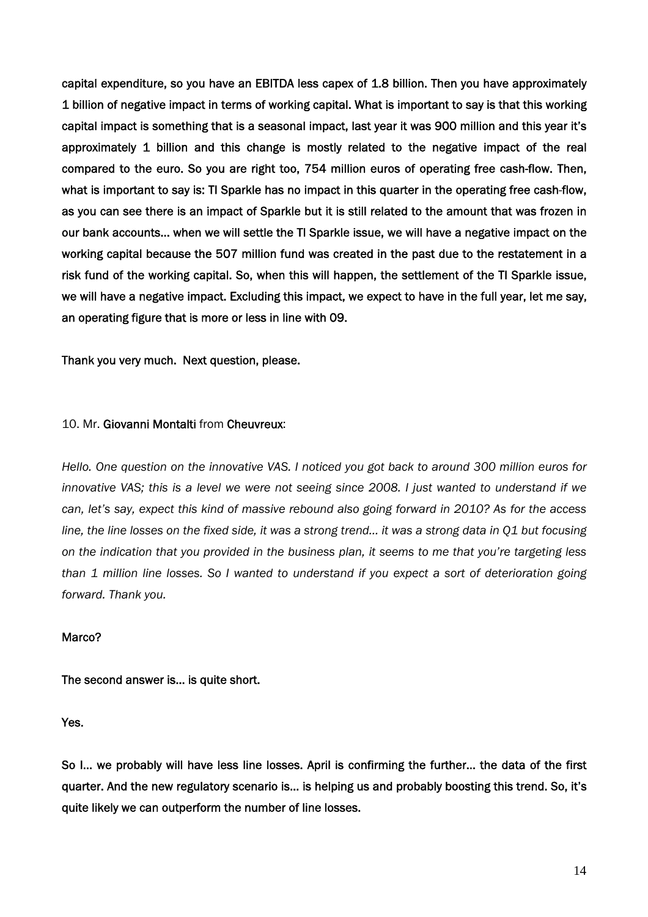**capital expenditure, so you have an EBITDA less capex of 1.8 billion. Then you have approximately 1 billion of negative impact in terms of working capital. What is important to say is that this working capital impact is something that is a seasonal impact, last year it was 900 million and this year it's approximately 1 billion and this change is mostly related to the negative impact of the real compared to the euro. So you are right too, 754 million euros of operating free cash-flow. Then, what is important to say is: TI Sparkle has no impact in this quarter in the operating free cash-flow, as you can see there is an impact of Sparkle but it is still related to the amount that was frozen in our bank accounts… when we will settle the TI Sparkle issue, we will have a negative impact on the working capital because the 507 million fund was created in the past due to the restatement in a risk fund of the working capital. So, when this will happen, the settlement of the TI Sparkle issue, we will have a negative impact. Excluding this impact, we expect to have in the full year, let me say, an operating figure that is more or less in line with 09.**

**Thank you very much. Next question, please.**

10. Mr. **Giovanni Montalti** from **Cheuvreux**:

*Hello. One question on the innovative VAS. I noticed you got back to around 300 million euros for innovative VAS; this is a level we were not seeing since 2008. I just wanted to understand if we can, let's say, expect this kind of massive rebound also going forward in 2010? As for the access line, the line losses on the fixed side, it was a strong trend… it was a strong data in Q1 but focusing on the indication that you provided in the business plan, it seems to me that you're targeting less than 1 million line losses. So I wanted to understand if you expect a sort of deterioration going forward. Thank you.*

**Marco?**

**The second answer is… is quite short.**

**Yes.**

**So I… we probably will have less line losses. April is confirming the further… the data of the first quarter. And the new regulatory scenario is… is helping us and probably boosting this trend. So, it's quite likely we can outperform the number of line losses.**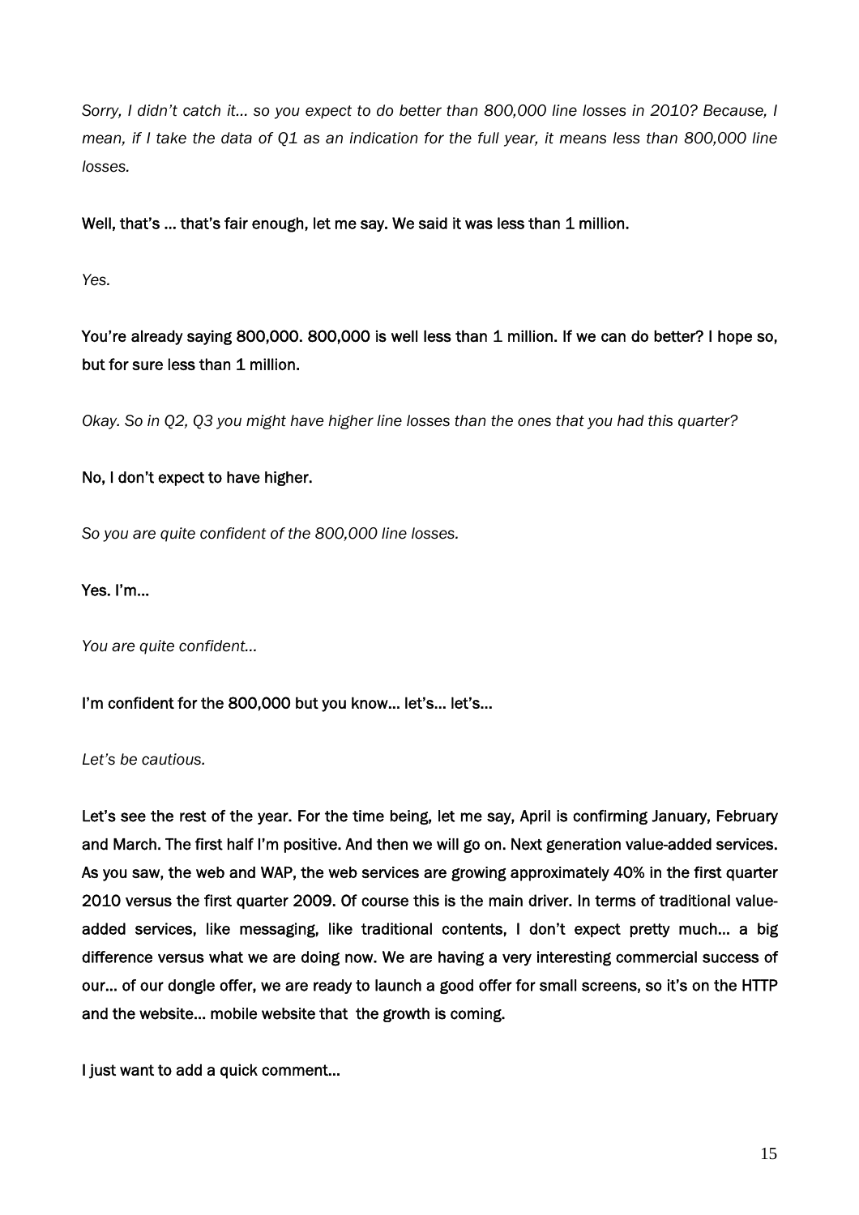*Sorry, I didn't catch it… so you expect to do better than 800,000 line losses in 2010? Because, I mean, if I take the data of Q1 as an indication for the full year, it means less than 800,000 line losses.*

**Well, that's … that's fair enough, let me say. We said it was less than 1 million.**

*Yes.*

**You're already saying 800,000. 800,000 is well less than 1 million. If we can do better? I hope so, but for sure less than 1 million.**

*Okay. So in Q2, Q3 you might have higher line losses than the ones that you had this quarter?*

**No, I don't expect to have higher.**

*So you are quite confident of the 800,000 line losses.*

**Yes. I'm…**

*You are quite confident…*

**I'm confident for the 800,000 but you know… let's… let's…**

*Let's be cautious.*

**Let's see the rest of the year. For the time being, let me say, April is confirming January, February and March. The first half I'm positive. And then we will go on. Next generation value-added services. As you saw, the web and WAP, the web services are growing approximately 40% in the first quarter 2010 versus the first quarter 2009. Of course this is the main driver. In terms of traditional value-added services, like messaging, like traditional contents, I don't expect pretty much… a big difference versus what we are doing now. We are having a very interesting commercial success of our… of our dongle offer, we are ready to launch a good offer for small screens, so it's on the HTTP and the website… mobile website that the growth is coming.**

**I just want to add a quick comment…**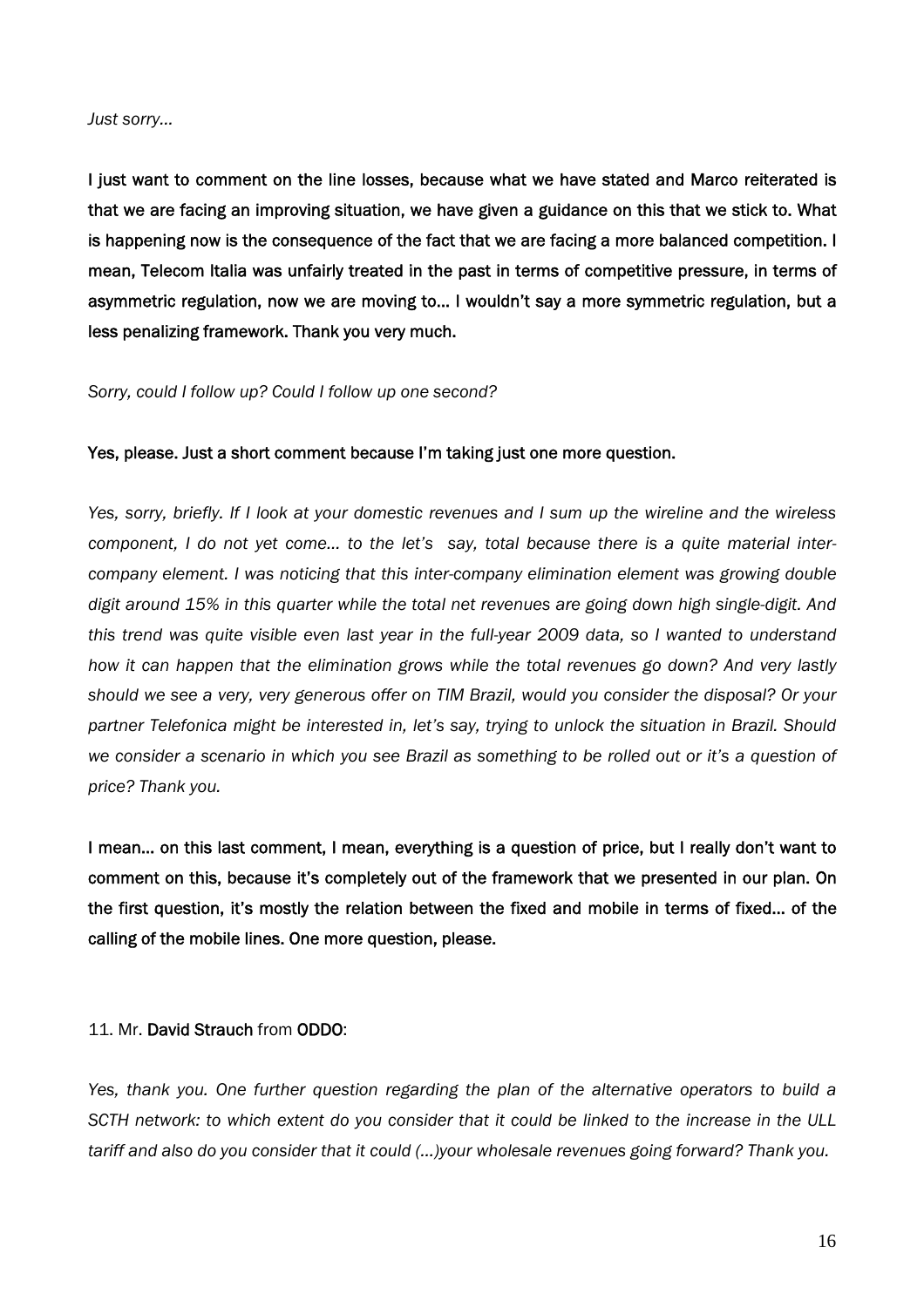*Just sorry…*

**I just want to comment on the line losses, because what we have stated and Marco reiterated is that we are facing an improving situation, we have given a guidance on this that we stick to. What is happening now is the consequence of the fact that we are facing a more balanced competition. I mean, Telecom Italia was unfairly treated in the past in terms of competitive pressure, in terms of asymmetric regulation, now we are moving to… I wouldn't say a more symmetric regulation, but a less penalizing framework. Thank you very much.**

*Sorry, could I follow up? Could I follow up one second?*

**Yes, please. Just a short comment because I'm taking just one more question.**

*Yes, sorry, briefly. If I look at your domestic revenues and I sum up the wireline and the wireless component, I do not yet come… to the let's say, total because there is a quite material inter-company element. I was noticing that this inter-company elimination element was growing double digit around 15% in this quarter while the total net revenues are going down high single-digit. And this trend was quite visible even last year in the full-year 2009 data, so I wanted to understand how it can happen that the elimination grows while the total revenues go down? And very lastly should we see a very, very generous offer on TIM Brazil, would you consider the disposal? Or your partner Telefonica might be interested in, let's say, trying to unlock the situation in Brazil. Should we consider a scenario in which you see Brazil as something to be rolled out or it's a question of price? Thank you.*

**I mean… on this last comment, I mean, everything is a question of price, but I really don't want to comment on this, because it's completely out of the framework that we presented in our plan. On the first question, it's mostly the relation between the fixed and mobile in terms of fixed… of the calling of the mobile lines. One more question, please.**

11. Mr. **David Strauch** from **ODDO**:

*Yes, thank you. One further question regarding the plan of the alternative operators to build a SCTH network: to which extent do you consider that it could be linked to the increase in the ULL tariff and also do you consider that it could (…)your wholesale revenues going forward? Thank you.*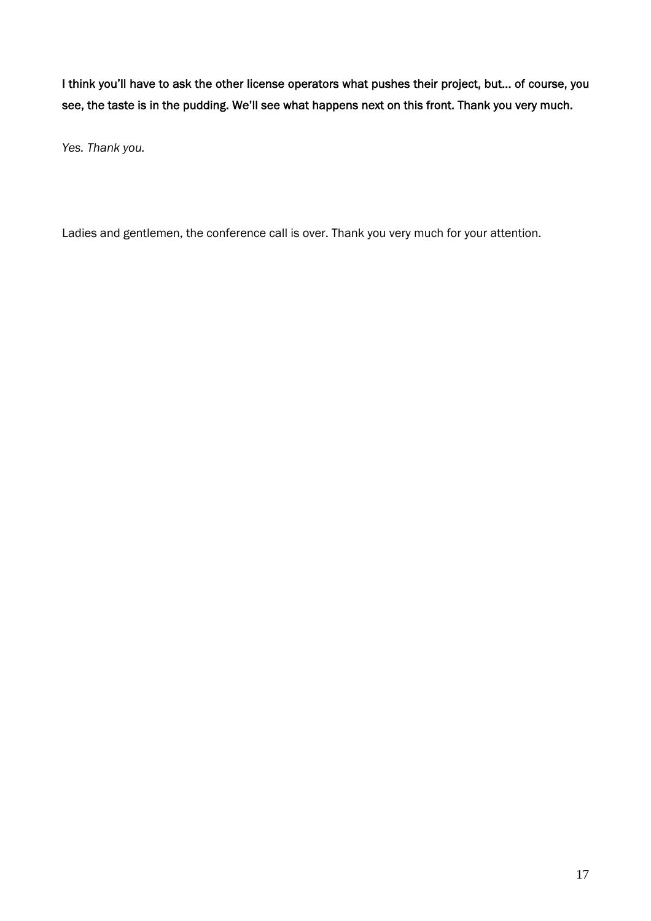**I think you'll have to ask the other license operators what pushes their project, but... of course, you see, the taste is in the pudding. We'll see what happens next on this front. Thank you very much.**

*Yes. Thank you.*

Ladies and gentlemen, the conference call is over. Thank you very much for your attention.